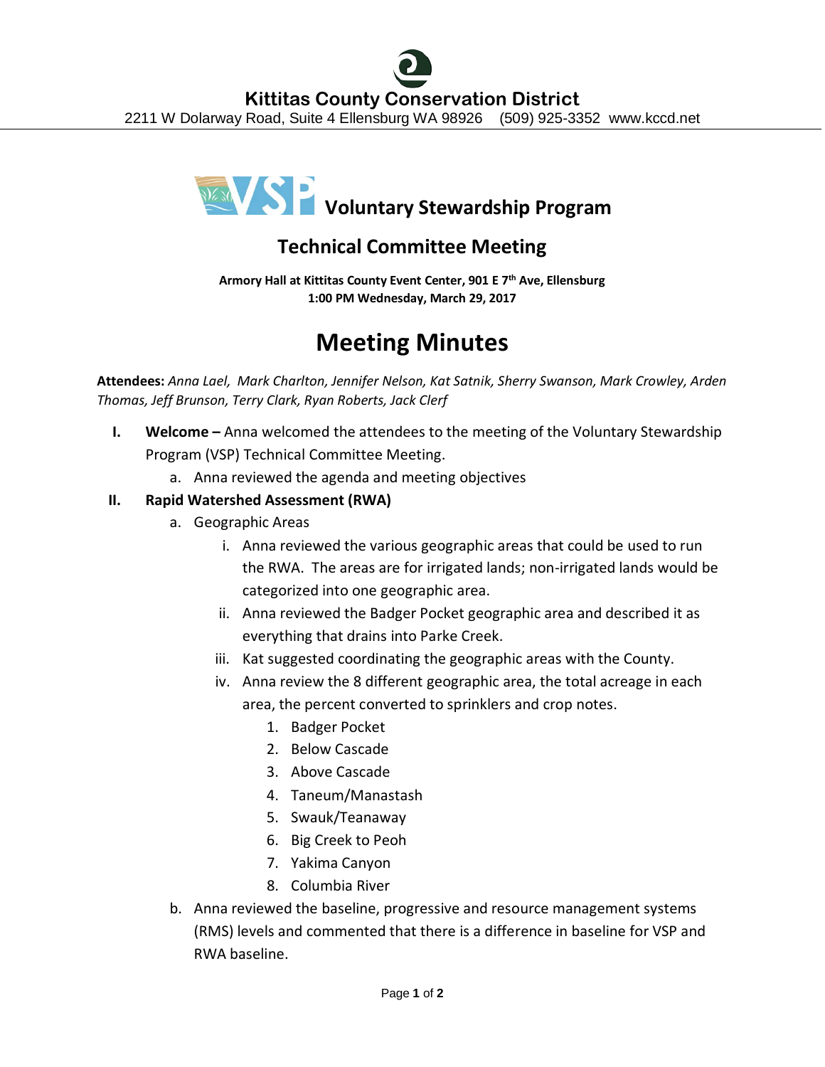# Kittitas County Conservation District

2211 W Dolarway Road, Suite 4 Ellensburg WA 98926 (509) 925-3352 www.kccd.net

## Voluntary Stewardship Program

## Technical Committee Meeting

**Armory Hall at Kittitas County Event Center, 901 E 7th Ave, Ellensburg**
**1:00 PM Wednesday, March 29, 2017**

# Meeting Minutes

**Attendees:** *Anna Lael, Mark Charlton, Jennifer Nelson, Kat Satnik, Sherry Swanson, Mark Crowley, Arden Thomas, Jeff Brunson, Terry Clark, Ryan Roberts, Jack Clerf*

I. **Welcome –** Anna welcomed the attendees to the meeting of the Voluntary Stewardship Program (VSP) Technical Committee Meeting.
   a. Anna reviewed the agenda and meeting objectives

II. **Rapid Watershed Assessment (RWA)**
   a. Geographic Areas
      i. Anna reviewed the various geographic areas that could be used to run the RWA. The areas are for irrigated lands; non-irrigated lands would be categorized into one geographic area.
      ii. Anna reviewed the Badger Pocket geographic area and described it as everything that drains into Parke Creek.
      iii. Kat suggested coordinating the geographic areas with the County.
      iv. Anna review the 8 different geographic area, the total acreage in each area, the percent converted to sprinklers and crop notes.
         1. Badger Pocket
         2. Below Cascade
         3. Above Cascade
         4. Taneum/Manastash
         5. Swauk/Teanaway
         6. Big Creek to Peoh
         7. Yakima Canyon
         8. Columbia River
   b. Anna reviewed the baseline, progressive and resource management systems (RMS) levels and commented that there is a difference in baseline for VSP and RWA baseline.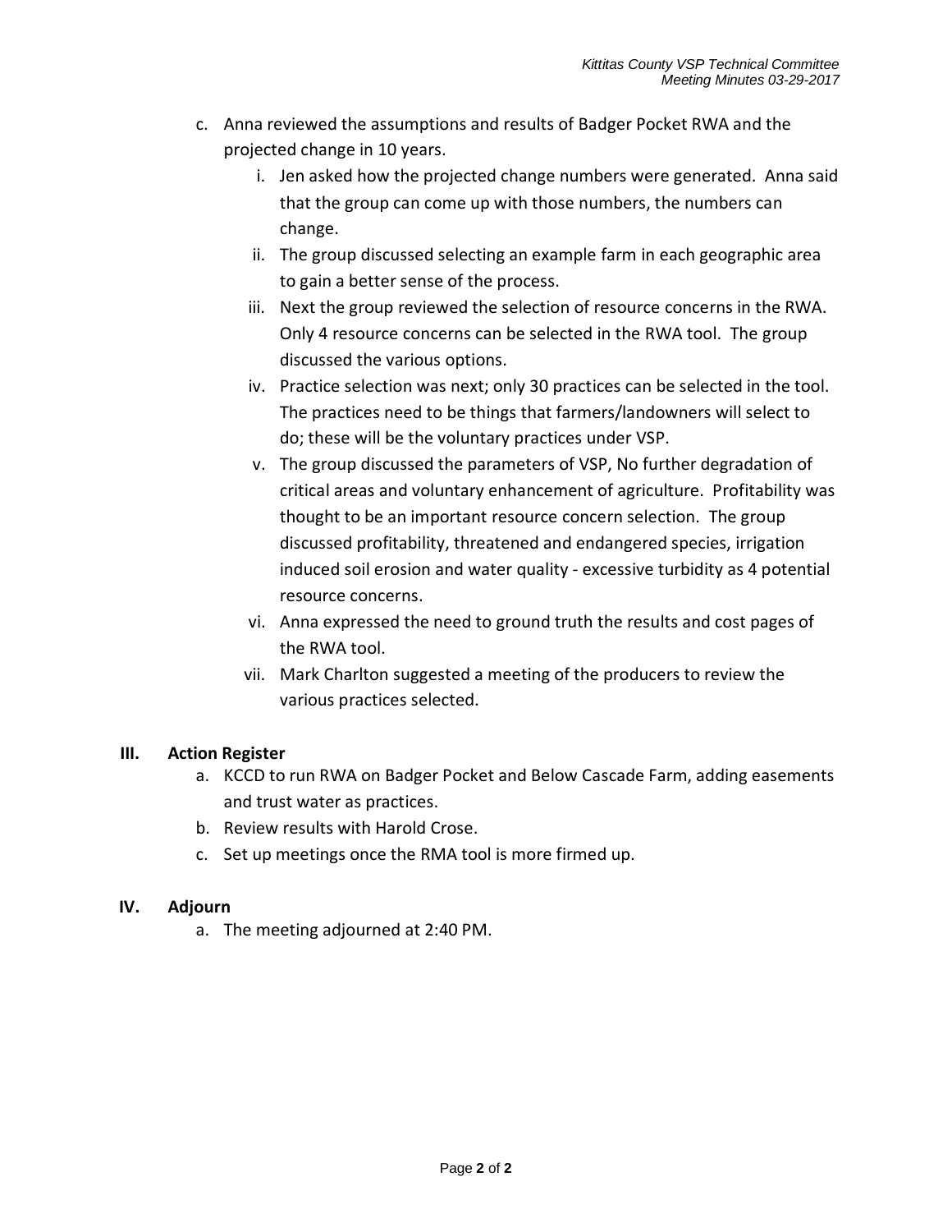c. Anna reviewed the assumptions and results of Badger Pocket RWA and the projected change in 10 years.
   i. Jen asked how the projected change numbers were generated. Anna said that the group can come up with those numbers, the numbers can change.
   ii. The group discussed selecting an example farm in each geographic area to gain a better sense of the process.
   iii. Next the group reviewed the selection of resource concerns in the RWA. Only 4 resource concerns can be selected in the RWA tool. The group discussed the various options.
   iv. Practice selection was next; only 30 practices can be selected in the tool. The practices need to be things that farmers/landowners will select to do; these will be the voluntary practices under VSP.
   v. The group discussed the parameters of VSP, No further degradation of critical areas and voluntary enhancement of agriculture. Profitability was thought to be an important resource concern selection. The group discussed profitability, threatened and endangered species, irrigation induced soil erosion and water quality - excessive turbidity as 4 potential resource concerns.
   vi. Anna expressed the need to ground truth the results and cost pages of the RWA tool.
   vii. Mark Charlton suggested a meeting of the producers to review the various practices selected.

## III. Action Register

a. KCCD to run RWA on Badger Pocket and Below Cascade Farm, adding easements and trust water as practices.
b. Review results with Harold Crose.
c. Set up meetings once the RMA tool is more firmed up.

## IV. Adjourn

a. The meeting adjourned at 2:40 PM.